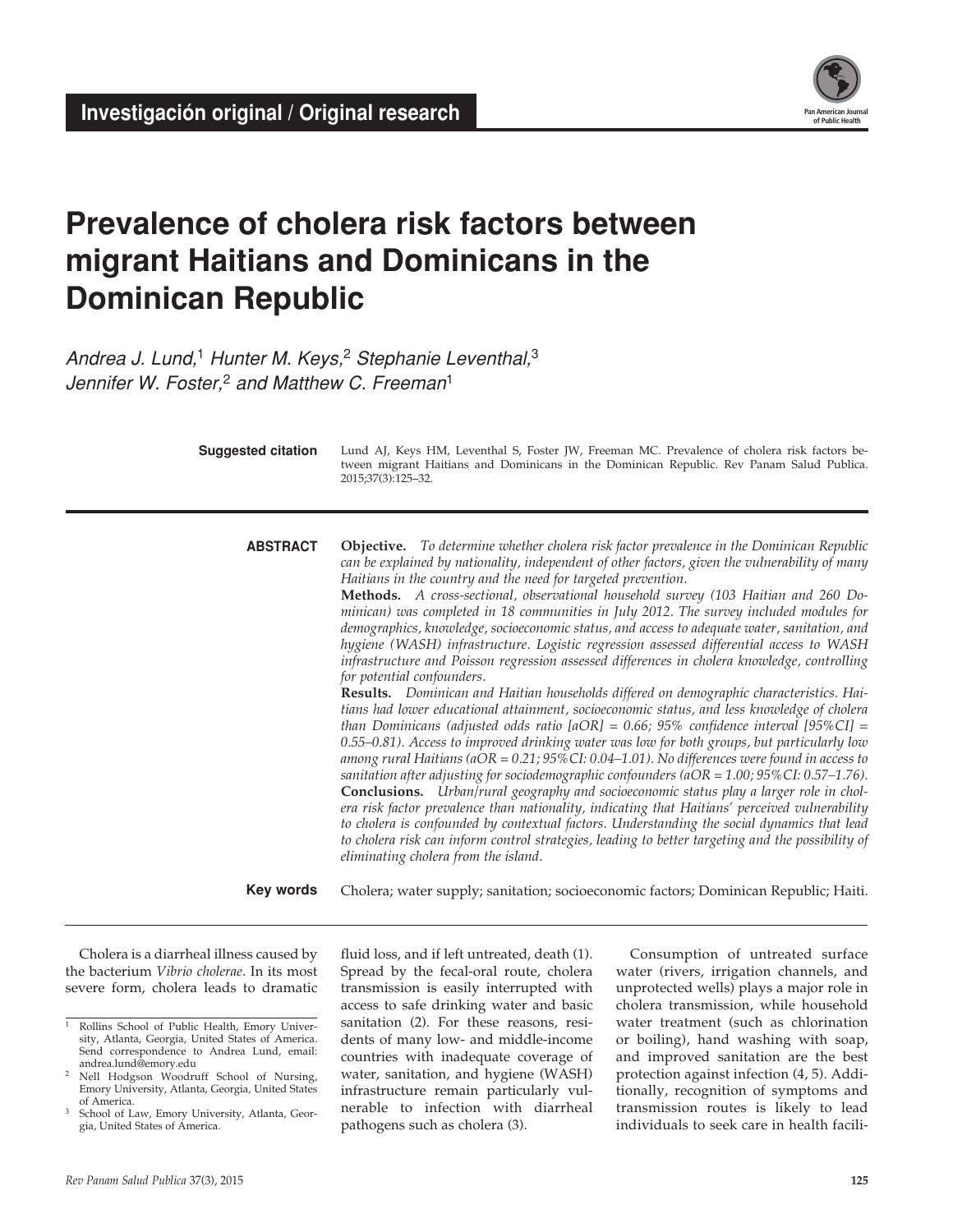**Investigación original / Original research**

# Prevalence of cholera risk factors between migrant Haitians and Dominicans in the Dominican Republic

*Andrea J. Lund,*[1] *Hunter M. Keys,*[2] *Stephanie Leventhal,*[3] *Jennifer W. Foster,*[2] *and Matthew C. Freeman*[1]

**Suggested citation** Lund AJ, Keys HM, Leventhal S, Foster JW, Freeman MC. Prevalence of cholera risk factors between migrant Haitians and Dominicans in the Dominican Republic. Rev Panam Salud Publica. 2015;37(3):125–32.

**ABSTRACT**

**Objective.** *To determine whether cholera risk factor prevalence in the Dominican Republic can be explained by nationality, independent of other factors, given the vulnerability of many Haitians in the country and the need for targeted prevention.*

**Methods.** *A cross-sectional, observational household survey (103 Haitian and 260 Dominican) was completed in 18 communities in July 2012. The survey included modules for demographics, knowledge, socioeconomic status, and access to adequate water, sanitation, and hygiene (WASH) infrastructure. Logistic regression assessed differential access to WASH infrastructure and Poisson regression assessed differences in cholera knowledge, controlling for potential confounders.*

**Results.** *Dominican and Haitian households differed on demographic characteristics. Haitians had lower educational attainment, socioeconomic status, and less knowledge of cholera than Dominicans (adjusted odds ratio [aOR] = 0.66; 95% confidence interval [95%CI] = 0.55–0.81). Access to improved drinking water was low for both groups, but particularly low among rural Haitians (aOR = 0.21; 95%CI: 0.04–1.01). No differences were found in access to sanitation after adjusting for sociodemographic confounders (aOR = 1.00; 95%CI: 0.57–1.76).*

**Conclusions.** *Urban/rural geography and socioeconomic status play a larger role in cholera risk factor prevalence than nationality, indicating that Haitians' perceived vulnerability to cholera is confounded by contextual factors. Understanding the social dynamics that lead to cholera risk can inform control strategies, leading to better targeting and the possibility of eliminating cholera from the island.*

**Key words** Cholera; water supply; sanitation; socioeconomic factors; Dominican Republic; Haiti.

Cholera is a diarrheal illness caused by the bacterium *Vibrio cholerae*. In its most severe form, cholera leads to dramatic fluid loss, and if left untreated, death (1). Spread by the fecal-oral route, cholera transmission is easily interrupted with access to safe drinking water and basic sanitation (2). For these reasons, residents of many low- and middle-income countries with inadequate coverage of water, sanitation, and hygiene (WASH) infrastructure remain particularly vulnerable to infection with diarrheal pathogens such as cholera (3).

Consumption of untreated surface water (rivers, irrigation channels, and unprotected wells) plays a major role in cholera transmission, while household water treatment (such as chlorination or boiling), hand washing with soap, and improved sanitation are the best protection against infection (4, 5). Additionally, recognition of symptoms and transmission routes is likely to lead individuals to seek care in health facili-

[1] Rollins School of Public Health, Emory University, Atlanta, Georgia, United States of America. Send correspondence to Andrea Lund, email: andrea.lund@emory.edu

[2] Nell Hodgson Woodruff School of Nursing, Emory University, Atlanta, Georgia, United States of America.

[3] School of Law, Emory University, Atlanta, Georgia, United States of America.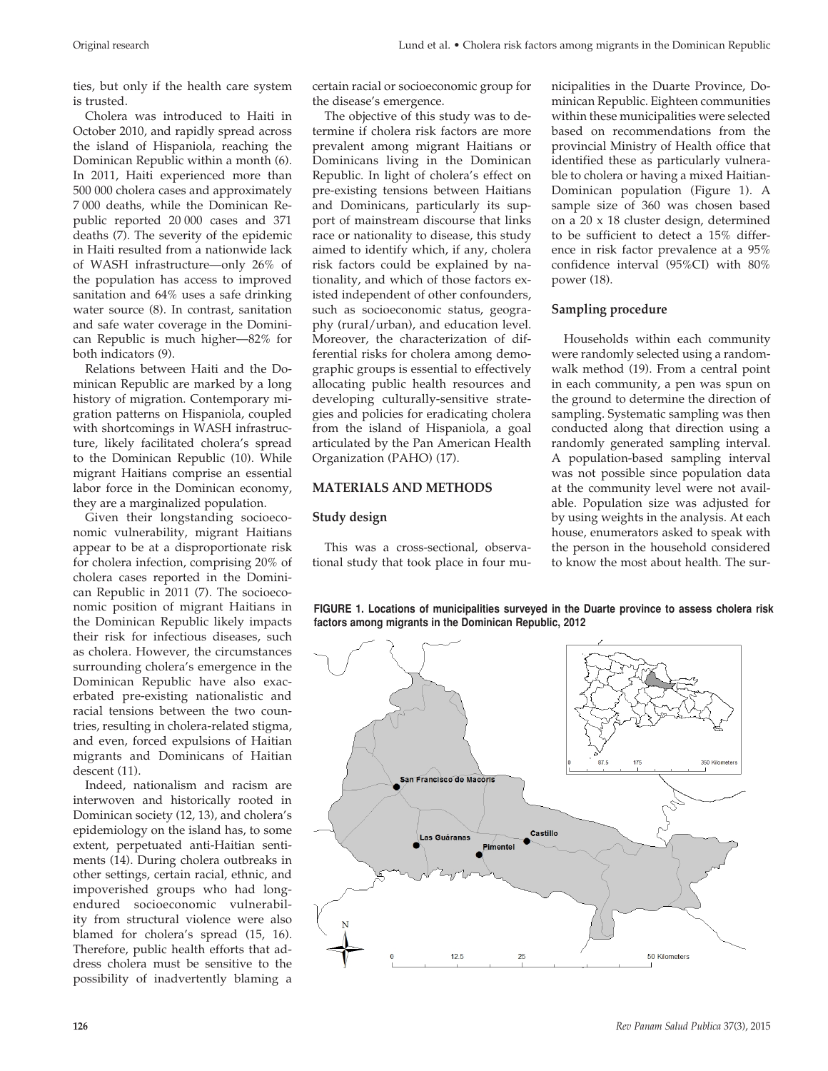ties, but only if the health care system is trusted.

Cholera was introduced to Haiti in October 2010, and rapidly spread across the island of Hispaniola, reaching the Dominican Republic within a month (6). In 2011, Haiti experienced more than 500 000 cholera cases and approximately 7 000 deaths, while the Dominican Republic reported 20 000 cases and 371 deaths (7). The severity of the epidemic in Haiti resulted from a nationwide lack of WASH infrastructure—only 26% of the population has access to improved sanitation and 64% uses a safe drinking water source (8). In contrast, sanitation and safe water coverage in the Dominican Republic is much higher—82% for both indicators (9).

Relations between Haiti and the Dominican Republic are marked by a long history of migration. Contemporary migration patterns on Hispaniola, coupled with shortcomings in WASH infrastructure, likely facilitated cholera's spread to the Dominican Republic (10). While migrant Haitians comprise an essential labor force in the Dominican economy, they are a marginalized population.

Given their longstanding socioeconomic vulnerability, migrant Haitians appear to be at a disproportionate risk for cholera infection, comprising 20% of cholera cases reported in the Dominican Republic in 2011 (7). The socioeconomic position of migrant Haitians in the Dominican Republic likely impacts their risk for infectious diseases, such as cholera. However, the circumstances surrounding cholera's emergence in the Dominican Republic have also exacerbated pre-existing nationalistic and racial tensions between the two countries, resulting in cholera-related stigma, and even, forced expulsions of Haitian migrants and Dominicans of Haitian descent (11).

Indeed, nationalism and racism are interwoven and historically rooted in Dominican society (12, 13), and cholera's epidemiology on the island has, to some extent, perpetuated anti-Haitian sentiments (14). During cholera outbreaks in other settings, certain racial, ethnic, and impoverished groups who had long-endured socioeconomic vulnerability from structural violence were also blamed for cholera's spread (15, 16). Therefore, public health efforts that address cholera must be sensitive to the possibility of inadvertently blaming a certain racial or socioeconomic group for the disease's emergence.

The objective of this study was to determine if cholera risk factors are more prevalent among migrant Haitians or Dominicans living in the Dominican Republic. In light of cholera's effect on pre-existing tensions between Haitians and Dominicans, particularly its support of mainstream discourse that links race or nationality to disease, this study aimed to identify which, if any, cholera risk factors could be explained by nationality, and which of those factors existed independent of other confounders, such as socioeconomic status, geography (rural/urban), and education level. Moreover, the characterization of differential risks for cholera among demographic groups is essential to effectively allocating public health resources and developing culturally-sensitive strategies and policies for eradicating cholera from the island of Hispaniola, a goal articulated by the Pan American Health Organization (PAHO) (17).

## MATERIALS AND METHODS

### Study design

This was a cross-sectional, observational study that took place in four municipalities in the Duarte Province, Dominican Republic. Eighteen communities within these municipalities were selected based on recommendations from the provincial Ministry of Health office that identified these as particularly vulnerable to cholera or having a mixed Haitian-Dominican population (Figure 1). A sample size of 360 was chosen based on a 20 x 18 cluster design, determined to be sufficient to detect a 15% difference in risk factor prevalence at a 95% confidence interval (95%CI) with 80% power (18).

### Sampling procedure

Households within each community were randomly selected using a random-walk method (19). From a central point in each community, a pen was spun on the ground to determine the direction of sampling. Systematic sampling was then conducted along that direction using a randomly generated sampling interval. A population-based sampling interval was not possible since population data at the community level were not available. Population size was adjusted for by using weights in the analysis. At each house, enumerators asked to speak with the person in the household considered to know the most about health. The sur-

**FIGURE 1. Locations of municipalities surveyed in the Duarte province to assess cholera risk factors among migrants in the Dominican Republic, 2012**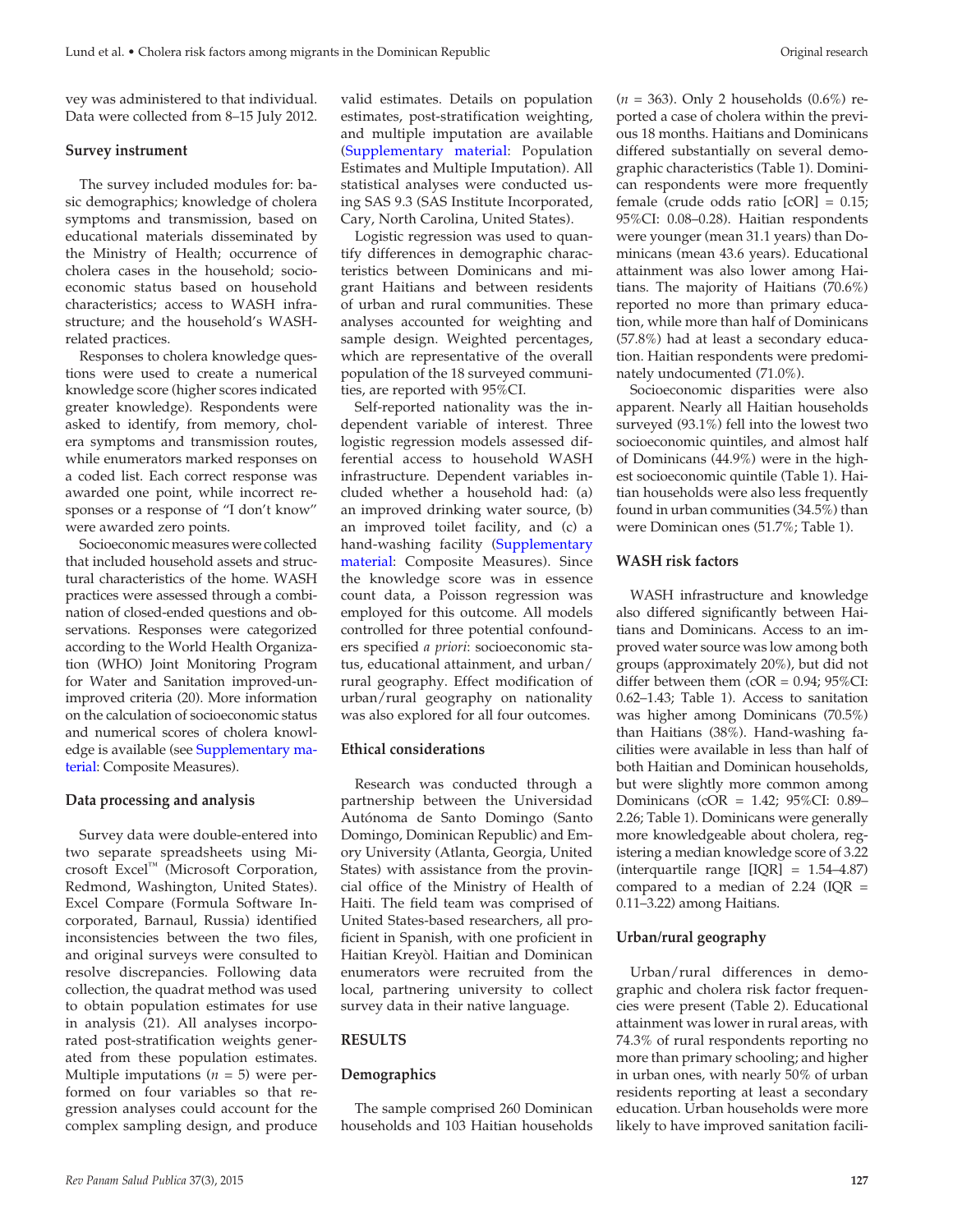vey was administered to that individual. Data were collected from 8–15 July 2012.

### Survey instrument

The survey included modules for: basic demographics; knowledge of cholera symptoms and transmission, based on educational materials disseminated by the Ministry of Health; occurrence of cholera cases in the household; socioeconomic status based on household characteristics; access to WASH infrastructure; and the household's WASH-related practices.

Responses to cholera knowledge questions were used to create a numerical knowledge score (higher scores indicated greater knowledge). Respondents were asked to identify, from memory, cholera symptoms and transmission routes, while enumerators marked responses on a coded list. Each correct response was awarded one point, while incorrect responses or a response of "I don't know" were awarded zero points.

Socioeconomic measures were collected that included household assets and structural characteristics of the home. WASH practices were assessed through a combination of closed-ended questions and observations. Responses were categorized according to the World Health Organization (WHO) Joint Monitoring Program for Water and Sanitation improved-unimproved criteria (20). More information on the calculation of socioeconomic status and numerical scores of cholera knowledge is available (see Supplementary material: Composite Measures).

### Data processing and analysis

Survey data were double-entered into two separate spreadsheets using Microsoft Excel™ (Microsoft Corporation, Redmond, Washington, United States). Excel Compare (Formula Software Incorporated, Barnaul, Russia) identified inconsistencies between the two files, and original surveys were consulted to resolve discrepancies. Following data collection, the quadrat method was used to obtain population estimates for use in analysis (21). All analyses incorporated post-stratification weights generated from these population estimates. Multiple imputations ($n$ = 5) were performed on four variables so that regression analyses could account for the complex sampling design, and produce valid estimates. Details on population estimates, post-stratification weighting, and multiple imputation are available (Supplementary material: Population Estimates and Multiple Imputation). All statistical analyses were conducted using SAS 9.3 (SAS Institute Incorporated, Cary, North Carolina, United States).

Logistic regression was used to quantify differences in demographic characteristics between Dominicans and migrant Haitians and between residents of urban and rural communities. These analyses accounted for weighting and sample design. Weighted percentages, which are representative of the overall population of the 18 surveyed communities, are reported with 95%CI.

Self-reported nationality was the independent variable of interest. Three logistic regression models assessed differential access to household WASH infrastructure. Dependent variables included whether a household had: (a) an improved drinking water source, (b) an improved toilet facility, and (c) a hand-washing facility (Supplementary material: Composite Measures). Since the knowledge score was in essence count data, a Poisson regression was employed for this outcome. All models controlled for three potential confounders specified *a priori*: socioeconomic status, educational attainment, and urban/rural geography. Effect modification of urban/rural geography on nationality was also explored for all four outcomes.

### Ethical considerations

Research was conducted through a partnership between the Universidad Autónoma de Santo Domingo (Santo Domingo, Dominican Republic) and Emory University (Atlanta, Georgia, United States) with assistance from the provincial office of the Ministry of Health of Haiti. The field team was comprised of United States-based researchers, all proficient in Spanish, with one proficient in Haitian Kreyòl. Haitian and Dominican enumerators were recruited from the local, partnering university to collect survey data in their native language.

## RESULTS

### Demographics

The sample comprised 260 Dominican households and 103 Haitian households ($n$ = 363). Only 2 households (0.6%) reported a case of cholera within the previous 18 months. Haitians and Dominicans differed substantially on several demographic characteristics (Table 1). Dominican respondents were more frequently female (crude odds ratio [cOR] = 0.15; 95%CI: 0.08–0.28). Haitian respondents were younger (mean 31.1 years) than Dominicans (mean 43.6 years). Educational attainment was also lower among Haitians. The majority of Haitians (70.6%) reported no more than primary education, while more than half of Dominicans (57.8%) had at least a secondary education. Haitian respondents were predominately undocumented (71.0%).

Socioeconomic disparities were also apparent. Nearly all Haitian households surveyed (93.1%) fell into the lowest two socioeconomic quintiles, and almost half of Dominicans (44.9%) were in the highest socioeconomic quintile (Table 1). Haitian households were also less frequently found in urban communities (34.5%) than were Dominican ones (51.7%; Table 1).

### WASH risk factors

WASH infrastructure and knowledge also differed significantly between Haitians and Dominicans. Access to an improved water source was low among both groups (approximately 20%), but did not differ between them (cOR = 0.94; 95%CI: 0.62–1.43; Table 1). Access to sanitation was higher among Dominicans (70.5%) than Haitians (38%). Hand-washing facilities were available in less than half of both Haitian and Dominican households, but were slightly more common among Dominicans (cOR = 1.42; 95%CI: 0.89–2.26; Table 1). Dominicans were generally more knowledgeable about cholera, registering a median knowledge score of 3.22 (interquartile range [IQR] = 1.54–4.87) compared to a median of 2.24 (IQR = 0.11–3.22) among Haitians.

### Urban/rural geography

Urban/rural differences in demographic and cholera risk factor frequencies were present (Table 2). Educational attainment was lower in rural areas, with 74.3% of rural respondents reporting no more than primary schooling; and higher in urban ones, with nearly 50% of urban residents reporting at least a secondary education. Urban households were more likely to have improved sanitation facili-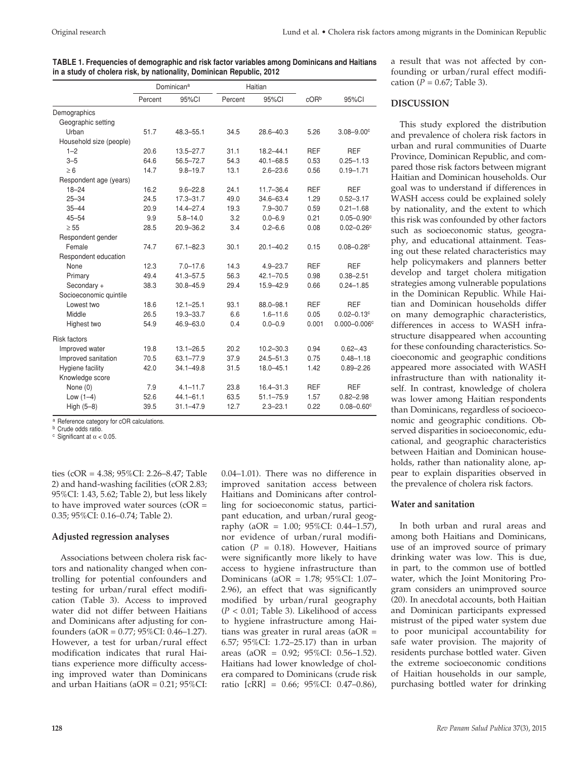**TABLE 1. Frequencies of demographic and risk factor variables among Dominicans and Haitians in a study of cholera risk, by nationality, Dominican Republic, 2012**

| | Dominican[a] | | Haitian | | | |
|---|---|---|---|---|---|---|
| | Percent | 95%CI | Percent | 95%CI | cOR[b] | 95%CI |
| Demographics | | | | | | |
| Geographic setting | | | | | | |
| Urban | 51.7 | 48.3–55.1 | 34.5 | 28.6–40.3 | 5.26 | 3.08–9.00[c] |
| Household size (people) | | | | | | |
| 1–2 | 20.6 | 13.5–27.7 | 31.1 | 18.2–44.1 | REF | REF |
| 3–5 | 64.6 | 56.5–72.7 | 54.3 | 40.1–68.5 | 0.53 | 0.25–1.13 |
| ≥ 6 | 14.7 | 9.8–19.7 | 13.1 | 2.6–23.6 | 0.56 | 0.19–1.71 |
| Respondent age (years) | | | | | | |
| 18–24 | 16.2 | 9.6–22.8 | 24.1 | 11.7–36.4 | REF | REF |
| 25–34 | 24.5 | 17.3–31.7 | 49.0 | 34.6–63.4 | 1.29 | 0.52–3.17 |
| 35–44 | 20.9 | 14.4–27.4 | 19.3 | 7.9–30.7 | 0.59 | 0.21–1.68 |
| 45–54 | 9.9 | 5.8–14.0 | 3.2 | 0.0–6.9 | 0.21 | 0.05–0.90[c] |
| ≥ 55 | 28.5 | 20.9–36.2 | 3.4 | 0.2–6.6 | 0.08 | 0.02–0.26[c] |
| Respondent gender | | | | | | |
| Female | 74.7 | 67.1–82.3 | 30.1 | 20.1–40.2 | 0.15 | 0.08–0.28[c] |
| Respondent education | | | | | | |
| None | 12.3 | 7.0–17.6 | 14.3 | 4.9–23.7 | REF | REF |
| Primary | 49.4 | 41.3–57.5 | 56.3 | 42.1–70.5 | 0.98 | 0.38–2.51 |
| Secondary + | 38.3 | 30.8–45.9 | 29.4 | 15.9–42.9 | 0.66 | 0.24–1.85 |
| Socioeconomic quintile | | | | | | |
| Lowest two | 18.6 | 12.1–25.1 | 93.1 | 88.0–98.1 | REF | REF |
| Middle | 26.5 | 19.3–33.7 | 6.6 | 1.6–11.6 | 0.05 | 0.02–0.13[c] |
| Highest two | 54.9 | 46.9–63.0 | 0.4 | 0.0–0.9 | 0.001 | 0.000–0.006[c] |
| Risk factors | | | | | | |
| Improved water | 19.8 | 13.1–26.5 | 20.2 | 10.2–30.3 | 0.94 | 0.62–.43 |
| Improved sanitation | 70.5 | 63.1–77.9 | 37.9 | 24.5–51.3 | 0.75 | 0.48–1.18 |
| Hygiene facility | 42.0 | 34.1–49.8 | 31.5 | 18.0–45.1 | 1.42 | 0.89–2.26 |
| Knowledge score | | | | | | |
| None (0) | 7.9 | 4.1–11.7 | 23.8 | 16.4–31.3 | REF | REF |
| Low (1–4) | 52.6 | 44.1–61.1 | 63.5 | 51.1–75.9 | 1.57 | 0.82–2.98 |
| High (5–8) | 39.5 | 31.1–47.9 | 12.7 | 2.3–23.1 | 0.22 | 0.08–0.60[c] |

[a] Reference category for cOR calculations.
[b] Crude odds ratio.
[c] Significant at $\alpha < 0.05$.

ties (cOR = 4.38; 95%CI: 2.26–8.47; Table 2) and hand-washing facilities (cOR 2.83; 95%CI: 1.43, 5.62; Table 2), but less likely to have improved water sources (cOR = 0.35; 95%CI: 0.16–0.74; Table 2).

### Adjusted regression analyses

Associations between cholera risk factors and nationality changed when controlling for potential confounders and testing for urban/rural effect modification (Table 3). Access to improved water did not differ between Haitians and Dominicans after adjusting for confounders (aOR = 0.77; 95%CI: 0.46–1.27). However, a test for urban/rural effect modification indicates that rural Haitians experience more difficulty accessing improved water than Dominicans and urban Haitians (aOR = 0.21; 95%CI: 0.04–1.01). There was no difference in improved sanitation access between Haitians and Dominicans after controlling for socioeconomic status, participant education, and urban/rural geography (aOR = 1.00; 95%CI: 0.44–1.57), nor evidence of urban/rural modification ($P$ = 0.18). However, Haitians were significantly more likely to have access to hygiene infrastructure than Dominicans (aOR = 1.78; 95%CI: 1.07–2.96), an effect that was significantly modified by urban/rural geography ($P < 0.01$; Table 3). Likelihood of access to hygiene infrastructure among Haitians was greater in rural areas (aOR = 6.57; 95%CI: 1.72–25.17) than in urban areas (aOR = 0.92; 95%CI: 0.56–1.52). Haitians had lower knowledge of cholera compared to Dominicans (crude risk ratio [cRR] = 0.66; 95%CI: 0.47–0.86), a result that was not affected by confounding or urban/rural effect modification ($P$ = 0.67; Table 3).

## DISCUSSION

This study explored the distribution and prevalence of cholera risk factors in urban and rural communities of Duarte Province, Dominican Republic, and compared those risk factors between migrant Haitian and Dominican households. Our goal was to understand if differences in WASH access could be explained solely by nationality, and the extent to which this risk was confounded by other factors such as socioeconomic status, geography, and educational attainment. Teasing out these related characteristics may help policymakers and planners better develop and target cholera mitigation strategies among vulnerable populations in the Dominican Republic. While Haitian and Dominican households differ on many demographic characteristics, differences in access to WASH infrastructure disappeared when accounting for these confounding characteristics. Socioeconomic and geographic conditions appeared more associated with WASH infrastructure than with nationality itself. In contrast, knowledge of cholera was lower among Haitian respondents than Dominicans, regardless of socioeconomic and geographic conditions. Observed disparities in socioeconomic, educational, and geographic characteristics between Haitian and Dominican households, rather than nationality alone, appear to explain disparities observed in the prevalence of cholera risk factors.

### Water and sanitation

In both urban and rural areas and among both Haitians and Dominicans, use of an improved source of primary drinking water was low. This is due, in part, to the common use of bottled water, which the Joint Monitoring Program considers an unimproved source (20). In anecdotal accounts, both Haitian and Dominican participants expressed mistrust of the piped water system due to poor municipal accountability for safe water provision. The majority of residents purchase bottled water. Given the extreme socioeconomic conditions of Haitian households in our sample, purchasing bottled water for drinking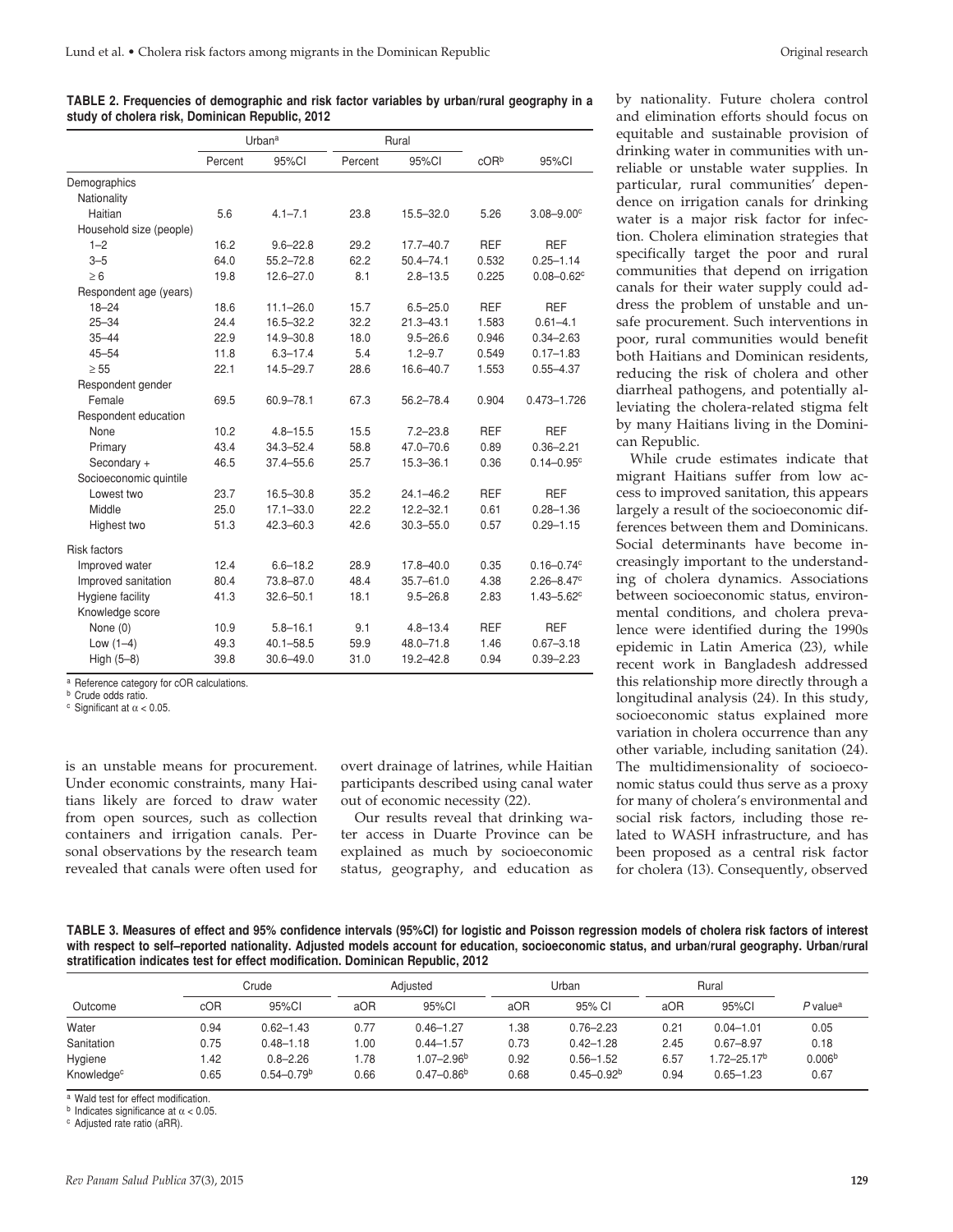**TABLE 2. Frequencies of demographic and risk factor variables by urban/rural geography in a study of cholera risk, Dominican Republic, 2012**

| | Urban[a] | | Rural | | | |
|---|---|---|---|---|---|---|
| | Percent | 95%CI | Percent | 95%CI | cOR[b] | 95%CI |
| Demographics | | | | | | |
| Nationality | | | | | | |
| Haitian | 5.6 | 4.1–7.1 | 23.8 | 15.5–32.0 | 5.26 | 3.08–9.00[c] |
| Household size (people) | | | | | | |
| 1–2 | 16.2 | 9.6–22.8 | 29.2 | 17.7–40.7 | REF | REF |
| 3–5 | 64.0 | 55.2–72.8 | 62.2 | 50.4–74.1 | 0.532 | 0.25–1.14 |
| ≥ 6 | 19.8 | 12.6–27.0 | 8.1 | 2.8–13.5 | 0.225 | 0.08–0.62[c] |
| Respondent age (years) | | | | | | |
| 18–24 | 18.6 | 11.1–26.0 | 15.7 | 6.5–25.0 | REF | REF |
| 25–34 | 24.4 | 16.5–32.2 | 32.2 | 21.3–43.1 | 1.583 | 0.61–4.1 |
| 35–44 | 22.9 | 14.9–30.8 | 18.0 | 9.5–26.6 | 0.946 | 0.34–2.63 |
| 45–54 | 11.8 | 6.3–17.4 | 5.4 | 1.2–9.7 | 0.549 | 0.17–1.83 |
| ≥ 55 | 22.1 | 14.5–29.7 | 28.6 | 16.6–40.7 | 1.553 | 0.55–4.37 |
| Respondent gender | | | | | | |
| Female | 69.5 | 60.9–78.1 | 67.3 | 56.2–78.4 | 0.904 | 0.473–1.726 |
| Respondent education | | | | | | |
| None | 10.2 | 4.8–15.5 | 15.5 | 7.2–23.8 | REF | REF |
| Primary | 43.4 | 34.3–52.4 | 58.8 | 47.0–70.6 | 0.89 | 0.36–2.21 |
| Secondary + | 46.5 | 37.4–55.6 | 25.7 | 15.3–36.1 | 0.36 | 0.14–0.95[c] |
| Socioeconomic quintile | | | | | | |
| Lowest two | 23.7 | 16.5–30.8 | 35.2 | 24.1–46.2 | REF | REF |
| Middle | 25.0 | 17.1–33.0 | 22.2 | 12.2–32.1 | 0.61 | 0.28–1.36 |
| Highest two | 51.3 | 42.3–60.3 | 42.6 | 30.3–55.0 | 0.57 | 0.29–1.15 |
| Risk factors | | | | | | |
| Improved water | 12.4 | 6.6–18.2 | 28.9 | 17.8–40.0 | 0.35 | 0.16–0.74[c] |
| Improved sanitation | 80.4 | 73.8–87.0 | 48.4 | 35.7–61.0 | 4.38 | 2.26–8.47[c] |
| Hygiene facility | 41.3 | 32.6–50.1 | 18.1 | 9.5–26.8 | 2.83 | 1.43–5.62[c] |
| Knowledge score | | | | | | |
| None (0) | 10.9 | 5.8–16.1 | 9.1 | 4.8–13.4 | REF | REF |
| Low (1–4) | 49.3 | 40.1–58.5 | 59.9 | 48.0–71.8 | 1.46 | 0.67–3.18 |
| High (5–8) | 39.8 | 30.6–49.0 | 31.0 | 19.2–42.8 | 0.94 | 0.39–2.23 |

[a] Reference category for cOR calculations.
[b] Crude odds ratio.
[c] Significant at $\alpha < 0.05$.

is an unstable means for procurement. Under economic constraints, many Haitians likely are forced to draw water from open sources, such as collection containers and irrigation canals. Personal observations by the research team revealed that canals were often used for overt drainage of latrines, while Haitian participants described using canal water out of economic necessity (22).

Our results reveal that drinking water access in Duarte Province can be explained as much by socioeconomic status, geography, and education as by nationality. Future cholera control and elimination efforts should focus on equitable and sustainable provision of drinking water in communities with unreliable or unstable water supplies. In particular, rural communities' dependence on irrigation canals for drinking water is a major risk factor for infection. Cholera elimination strategies that specifically target the poor and rural communities that depend on irrigation canals for their water supply could address the problem of unstable and unsafe procurement. Such interventions in poor, rural communities would benefit both Haitians and Dominican residents, reducing the risk of cholera and other diarrheal pathogens, and potentially alleviating the cholera-related stigma felt by many Haitians living in the Dominican Republic.

While crude estimates indicate that migrant Haitians suffer from low access to improved sanitation, this appears largely a result of the socioeconomic differences between them and Dominicans. Social determinants have become increasingly important to the understanding of cholera dynamics. Associations between socioeconomic status, environmental conditions, and cholera prevalence were identified during the 1990s epidemic in Latin America (23), while recent work in Bangladesh addressed this relationship more directly through a longitudinal analysis (24). In this study, socioeconomic status explained more variation in cholera occurrence than any other variable, including sanitation (24). The multidimensionality of socioeconomic status could thus serve as a proxy for many of cholera's environmental and social risk factors, including those related to WASH infrastructure, and has been proposed as a central risk factor for cholera (13). Consequently, observed

**TABLE 3. Measures of effect and 95% confidence intervals (95%CI) for logistic and Poisson regression models of cholera risk factors of interest with respect to self–reported nationality. Adjusted models account for education, socioeconomic status, and urban/rural geography. Urban/rural stratification indicates test for effect modification. Dominican Republic, 2012**

| | Crude | | Adjusted | | Urban | | Rural | | |
|---|---|---|---|---|---|---|---|---|---|
| Outcome | cOR | 95%CI | aOR | 95%CI | aOR | 95% CI | aOR | 95%CI | *P* value[a] |
| Water | 0.94 | 0.62–1.43 | 0.77 | 0.46–1.27 | 1.38 | 0.76–2.23 | 0.21 | 0.04–1.01 | 0.05 |
| Sanitation | 0.75 | 0.48–1.18 | 1.00 | 0.44–1.57 | 0.73 | 0.42–1.28 | 2.45 | 0.67–8.97 | 0.18 |
| Hygiene | 1.42 | 0.8–2.26 | 1.78 | 1.07–2.96[b] | 0.92 | 0.56–1.52 | 6.57 | 1.72–25.17[b] | 0.006[b] |
| Knowledge[c] | 0.65 | 0.54–0.79[b] | 0.66 | 0.47–0.86[b] | 0.68 | 0.45–0.92[b] | 0.94 | 0.65–1.23 | 0.67 |

[a] Wald test for effect modification.
[b] Indicates significance at $\alpha < 0.05$.
[c] Adjusted rate ratio (aRR).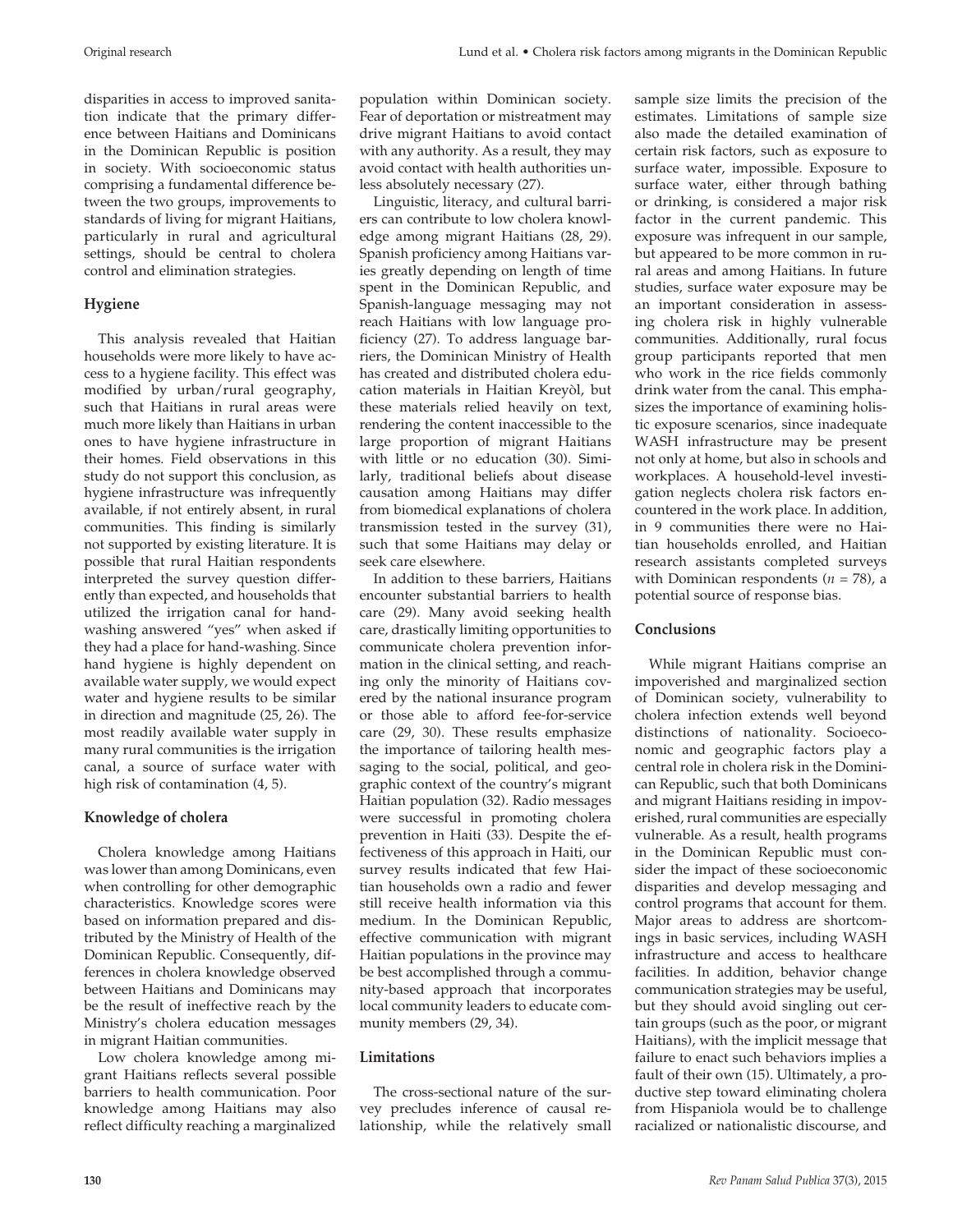disparities in access to improved sanitation indicate that the primary difference between Haitians and Dominicans in the Dominican Republic is position in society. With socioeconomic status comprising a fundamental difference between the two groups, improvements to standards of living for migrant Haitians, particularly in rural and agricultural settings, should be central to cholera control and elimination strategies.

## Hygiene

This analysis revealed that Haitian households were more likely to have access to a hygiene facility. This effect was modified by urban/rural geography, such that Haitians in rural areas were much more likely than Haitians in urban ones to have hygiene infrastructure in their homes. Field observations in this study do not support this conclusion, as hygiene infrastructure was infrequently available, if not entirely absent, in rural communities. This finding is similarly not supported by existing literature. It is possible that rural Haitian respondents interpreted the survey question differently than expected, and households that utilized the irrigation canal for handwashing answered "yes" when asked if they had a place for hand-washing. Since hand hygiene is highly dependent on available water supply, we would expect water and hygiene results to be similar in direction and magnitude (25, 26). The most readily available water supply in many rural communities is the irrigation canal, a source of surface water with high risk of contamination (4, 5).

## Knowledge of cholera

Cholera knowledge among Haitians was lower than among Dominicans, even when controlling for other demographic characteristics. Knowledge scores were based on information prepared and distributed by the Ministry of Health of the Dominican Republic. Consequently, differences in cholera knowledge observed between Haitians and Dominicans may be the result of ineffective reach by the Ministry's cholera education messages in migrant Haitian communities.

Low cholera knowledge among migrant Haitians reflects several possible barriers to health communication. Poor knowledge among Haitians may also reflect difficulty reaching a marginalized population within Dominican society. Fear of deportation or mistreatment may drive migrant Haitians to avoid contact with any authority. As a result, they may avoid contact with health authorities unless absolutely necessary (27).

Linguistic, literacy, and cultural barriers can contribute to low cholera knowledge among migrant Haitians (28, 29). Spanish proficiency among Haitians varies greatly depending on length of time spent in the Dominican Republic, and Spanish-language messaging may not reach Haitians with low language proficiency (27). To address language barriers, the Dominican Ministry of Health has created and distributed cholera education materials in Haitian Kreyòl, but these materials relied heavily on text, rendering the content inaccessible to the large proportion of migrant Haitians with little or no education (30). Similarly, traditional beliefs about disease causation among Haitians may differ from biomedical explanations of cholera transmission tested in the survey (31), such that some Haitians may delay or seek care elsewhere.

In addition to these barriers, Haitians encounter substantial barriers to health care (29). Many avoid seeking health care, drastically limiting opportunities to communicate cholera prevention information in the clinical setting, and reaching only the minority of Haitians covered by the national insurance program or those able to afford fee-for-service care (29, 30). These results emphasize the importance of tailoring health messaging to the social, political, and geographic context of the country's migrant Haitian population (32). Radio messages were successful in promoting cholera prevention in Haiti (33). Despite the effectiveness of this approach in Haiti, our survey results indicated that few Haitian households own a radio and fewer still receive health information via this medium. In the Dominican Republic, effective communication with migrant Haitian populations in the province may be best accomplished through a community-based approach that incorporates local community leaders to educate community members (29, 34).

## Limitations

The cross-sectional nature of the survey precludes inference of causal relationship, while the relatively small sample size limits the precision of the estimates. Limitations of sample size also made the detailed examination of certain risk factors, such as exposure to surface water, impossible. Exposure to surface water, either through bathing or drinking, is considered a major risk factor in the current pandemic. This exposure was infrequent in our sample, but appeared to be more common in rural areas and among Haitians. In future studies, surface water exposure may be an important consideration in assessing cholera risk in highly vulnerable communities. Additionally, rural focus group participants reported that men who work in the rice fields commonly drink water from the canal. This emphasizes the importance of examining holistic exposure scenarios, since inadequate WASH infrastructure may be present not only at home, but also in schools and workplaces. A household-level investigation neglects cholera risk factors encountered in the work place. In addition, in 9 communities there were no Haitian households enrolled, and Haitian research assistants completed surveys with Dominican respondents ($n$ = 78), a potential source of response bias.

## Conclusions

While migrant Haitians comprise an impoverished and marginalized section of Dominican society, vulnerability to cholera infection extends well beyond distinctions of nationality. Socioeconomic and geographic factors play a central role in cholera risk in the Dominican Republic, such that both Dominicans and migrant Haitians residing in impoverished, rural communities are especially vulnerable. As a result, health programs in the Dominican Republic must consider the impact of these socioeconomic disparities and develop messaging and control programs that account for them. Major areas to address are shortcomings in basic services, including WASH infrastructure and access to healthcare facilities. In addition, behavior change communication strategies may be useful, but they should avoid singling out certain groups (such as the poor, or migrant Haitians), with the implicit message that failure to enact such behaviors implies a fault of their own (15). Ultimately, a productive step toward eliminating cholera from Hispaniola would be to challenge racialized or nationalistic discourse, and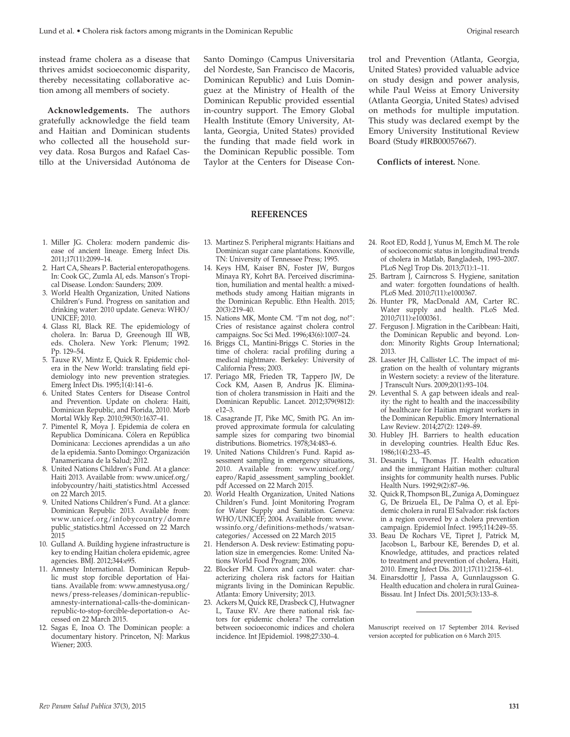instead frame cholera as a disease that thrives amidst socioeconomic disparity, thereby necessitating collaborative action among all members of society.

**Acknowledgements.** The authors gratefully acknowledge the field team and Haitian and Dominican students who collected all the household survey data. Rosa Burgos and Rafael Castillo at the Universidad Autónoma de Santo Domingo (Campus Universitaria del Nordeste, San Francisco de Macoris, Dominican Republic) and Luis Dominguez at the Ministry of Health of the Dominican Republic provided essential in-country support. The Emory Global Health Institute (Emory University, Atlanta, Georgia, United States) provided the funding that made field work in the Dominican Republic possible. Tom Taylor at the Centers for Disease Control and Prevention (Atlanta, Georgia, United States) provided valuable advice on study design and power analysis, while Paul Weiss at Emory University (Atlanta Georgia, United States) advised on methods for multiple imputation. This study was declared exempt by the Emory University Institutional Review Board (Study #IRB00057667).

**Conflicts of interest.** None.

## REFERENCES

1. Miller JG. Cholera: modern pandemic disease of ancient lineage. Emerg Infect Dis. 2011;17(11):2099–14.
2. Hart CA, Shears P. Bacterial enteropathogens. In: Cook GC, Zumla AI, eds. Manson's Tropical Disease. London: Saunders; 2009.
3. World Health Organization, United Nations Children's Fund. Progress on sanitation and drinking water: 2010 update. Geneva: WHO/UNICEF; 2010.
4. Glass RI, Black RE. The epidemiology of cholera. In: Barua D, Greenough III WB, eds. Cholera. New York: Plenum; 1992. Pp. 129–54.
5. Tauxe RV, Mintz E, Quick R. Epidemic cholera in the New World: translating field epidemiology into new prevention strategies. Emerg Infect Dis. 1995;1(4):141–6.
6. United States Centers for Disease Control and Prevention. Update on cholera: Haiti, Dominican Republic, and Florida, 2010. Morb Mortal Wkly Rep. 2010;59(50):1637–41.
7. Pimentel R, Moya J. Epidemia de colera en Republica Dominicana. Cólera en República Dominicana: Lecciones aprendidas a un año de la epidemia. Santo Domingo: Organización Panamericana de la Salud; 2012.
8. United Nations Children's Fund. At a glance: Haiti 2013. Available from: www.unicef.org/infobycountry/haiti_statistics.html Accessed on 22 March 2015.
9. United Nations Children's Fund. At a glance: Dominican Republic 2013. Available from: www.unicef.org/infobycountry/domrepublic_statistics.html Accessed on 22 March 2015
10. Gulland A. Building hygiene infrastructure is key to ending Haitian cholera epidemic, agree agencies. BMJ. 2012;344:e95.
11. Amnesty International. Dominican Republic must stop forcible deportation of Haitians. Available from: www.amnestyusa.org/news/press-releases/dominican-republic-amnesty-international-calls-the-dominican-republic-to-stop-forcible-deportation-o Accessed on 22 March 2015.
12. Sagas E, Inoa O. The Dominican people: a documentary history. Princeton, NJ: Markus Wiener; 2003.
13. Martinez S. Peripheral migrants: Haitians and Dominican sugar cane plantations. Knoxville, TN: University of Tennessee Press; 1995.
14. Keys HM, Kaiser BN, Foster JW, Burgos Minaya RY, Kohrt BA. Perceived discrimination, humiliation and mental health: a mixed-methods study among Haitian migrants in the Dominican Republic. Ethn Health. 2015;20(3):219–40.
15. Nations MK, Monte CM. "I'm not dog, no!": Cries of resistance against cholera control campaigns. Soc Sci Med. 1996;43(6):1007–24.
16. Briggs CL, Mantini-Briggs C. Stories in the time of cholera: racial profiling during a medical nightmare. Berkeley: University of California Press; 2003.
17. Periago MR, Frieden TR, Tappero JW, De Cock KM, Aasen B, Andrus JK. Elimination of cholera transmission in Haiti and the Dominican Republic. Lancet. 2012;379(9812):e12–3.
18. Casagrande JT, Pike MC, Smith PG. An improved approximate formula for calculating sample sizes for comparing two binomial distributions. Biometrics. 1978;34:483–6.
19. United Nations Children's Fund. Rapid assessment sampling in emergency situations, 2010. Available from: www.unicef.org/eapro/Rapid_assessment_sampling_booklet.pdf Accessed on 22 March 2015.
20. World Health Organization, United Nations Children's Fund. Joint Monitoring Program for Water Supply and Sanitation. Geneva: WHO/UNICEF; 2004. Available from: www.wssinfo.org/definitions-methods/watsan-categories/ Accessed on 22 March 2015
21. Henderson A. Desk review: Estimating population size in emergencies. Rome: United Nations World Food Program; 2006.
22. Blocker FM. Clorox and canal water: characterizing cholera risk factors for Haitian migrants living in the Dominican Republic. Atlanta: Emory University; 2013.
23. Ackers M, Quick RE, Drasbeck CJ, Hutwagner L, Tauxe RV. Are there national risk factors for epidemic cholera? The correlation between socioeconomic indices and cholera incidence. Int JEpidemiol. 1998;27:330–4.
24. Root ED, Rodd J, Yunus M, Emch M. The role of socioeconomic status in longitudinal trends of cholera in Matlab, Bangladesh, 1993–2007. PLoS Negl Trop Dis. 2013;7(1):1–11.
25. Bartram J, Cairncross S. Hygiene, sanitation and water: forgotten foundations of health. PLoS Med. 2010;7(11):e1000367.
26. Hunter PR, MacDonald AM, Carter RC. Water supply and health. PLoS Med. 2010;7(11):e1000361.
27. Ferguson J. Migration in the Caribbean: Haiti, the Dominican Republic and beyond. London: Minority Rights Group International; 2013.
28. Lasseter JH, Callister LC. The impact of migration on the health of voluntary migrants in Western society: a review of the literature. J Transcult Nurs. 2009;20(1):93–104.
29. Leventhal S. A gap between ideals and reality: the right to health and the inaccessibility of healthcare for Haitian migrant workers in the Dominican Republic. Emory International Law Review. 2014;27(2): 1249–89.
30. Hubley JH. Barriers to health education in developing countries. Health Educ Res. 1986;1(4):233–45.
31. Desanits L, Thomas JT. Health education and the immigrant Haitian mother: cultural insights for community health nurses. Public Health Nurs. 1992;9(2):87–96.
32. Quick R, Thompson BL, Zuniga A, Dominguez G, De Brizuela EL, De Palma O, et al. Epidemic cholera in rural El Salvador: risk factors in a region covered by a cholera prevention campaign. Epidemiol Infect. 1995;114:249–55.
33. Beau De Rochars VE, Tipret J, Patrick M, Jacobson L, Barbour KE, Berendes D, et al. Knowledge, attitudes, and practices related to treatment and prevention of cholera, Haiti, 2010. Emerg Infect Dis. 2011;17(11):2158–61.
34. Einarsdottir J, Passa A, Gunnlaugsson G. Health education and cholera in rural Guinea-Bissau. Int J Infect Dis. 2001;5(3):133–8.

---

Manuscript received on 17 September 2014. Revised version accepted for publication on 6 March 2015.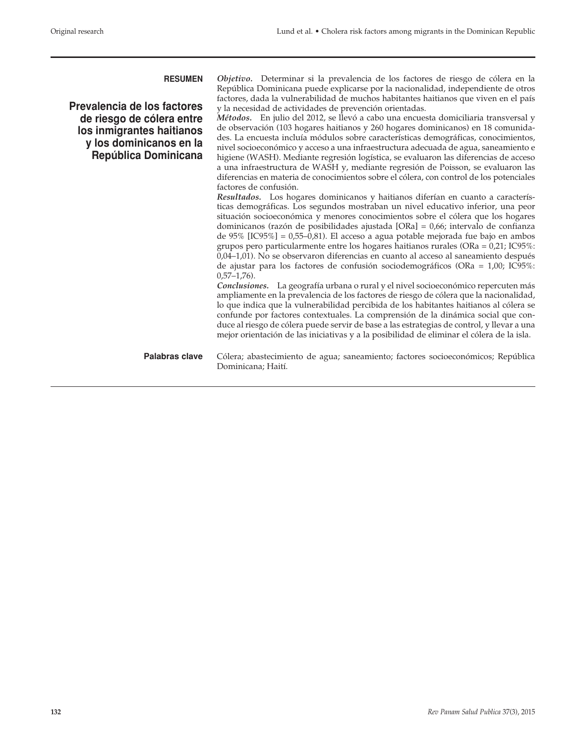## RESUMEN

### Prevalencia de los factores de riesgo de cólera entre los inmigrantes haitianos y los dominicanos en la República Dominicana

***Objetivo.*** Determinar si la prevalencia de los factores de riesgo de cólera en la República Dominicana puede explicarse por la nacionalidad, independiente de otros factores, dada la vulnerabilidad de muchos habitantes haitianos que viven en el país y la necesidad de actividades de prevención orientadas.

***Métodos.*** En julio del 2012, se llevó a cabo una encuesta domiciliaria transversal y de observación (103 hogares haitianos y 260 hogares dominicanos) en 18 comunidades. La encuesta incluía módulos sobre características demográficas, conocimientos, nivel socioeconómico y acceso a una infraestructura adecuada de agua, saneamiento e higiene (WASH). Mediante regresión logística, se evaluaron las diferencias de acceso a una infraestructura de WASH y, mediante regresión de Poisson, se evaluaron las diferencias en materia de conocimientos sobre el cólera, con control de los potenciales factores de confusión.

***Resultados.*** Los hogares dominicanos y haitianos diferían en cuanto a características demográficas. Los segundos mostraban un nivel educativo inferior, una peor situación socioeconómica y menores conocimientos sobre el cólera que los hogares dominicanos (razón de posibilidades ajustada [ORa] = 0,66; intervalo de confianza de 95% [IC95%] = 0,55–0,81). El acceso a agua potable mejorada fue bajo en ambos grupos pero particularmente entre los hogares haitianos rurales (ORa = 0,21; IC95%: 0,04–1,01). No se observaron diferencias en cuanto al acceso al saneamiento después de ajustar para los factores de confusión sociodemográficos (ORa = 1,00; IC95%: 0,57–1,76).

***Conclusiones.*** La geografía urbana o rural y el nivel socioeconómico repercuten más ampliamente en la prevalencia de los factores de riesgo de cólera que la nacionalidad, lo que indica que la vulnerabilidad percibida de los habitantes haitianos al cólera se confunde por factores contextuales. La comprensión de la dinámica social que conduce al riesgo de cólera puede servir de base a las estrategias de control, y llevar a una mejor orientación de las iniciativas y a la posibilidad de eliminar el cólera de la isla.

**Palabras clave** Cólera; abastecimiento de agua; saneamiento; factores socioeconómicos; República Dominicana; Haití.